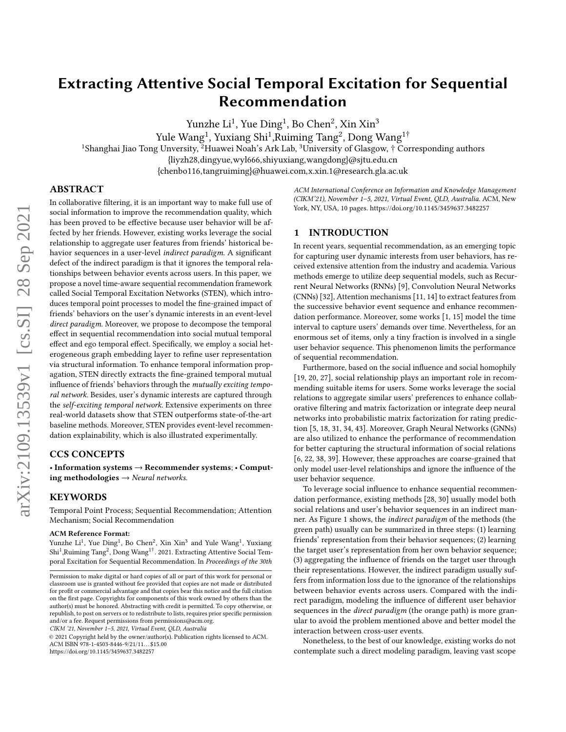# Extracting Attentive Social Temporal Excitation for Sequential Recommendation

Yunzhe Li[1], Yue Ding[1], Bo Chen[2], Xin Xin[3]
Yule Wang[1], Yuxiang Shi[1], Ruiming Tang[2], Dong Wang[1†]

[1]Shanghai Jiao Tong Unversity, [2]Huawei Noah's Ark Lab, [3]University of Glasgow, † Corresponding authors
{liyzh28,dingyue,wyl666,shiyuxiang,wangdong}@sjtu.edu.cn
{chenbo116,tangruiming}@huawei.com,x.xin.1@research.gla.ac.uk

## ABSTRACT

In collaborative filtering, it is an important way to make full use of social information to improve the recommendation quality, which has been proved to be effective because user behavior will be affected by her friends. However, existing works leverage the social relationship to aggregate user features from friends' historical behavior sequences in a user-level *indirect paradigm*. A significant defect of the indirect paradigm is that it ignores the temporal relationships between behavior events across users. In this paper, we propose a novel time-aware sequential recommendation framework called Social Temporal Excitation Networks (STEN), which introduces temporal point processes to model the fine-grained impact of friends' behaviors on the user's dynamic interests in an event-level *direct paradigm*. Moreover, we propose to decompose the temporal effect in sequential recommendation into social mutual temporal effect and ego temporal effect. Specifically, we employ a social heterogeneous graph embedding layer to refine user representation via structural information. To enhance temporal information propagation, STEN directly extracts the fine-grained temporal mutual influence of friends' behaviors through the *mutually exciting temporal network*. Besides, user's dynamic interests are captured through the *self-exciting temporal network*. Extensive experiments on three real-world datasets show that STEN outperforms state-of-the-art baseline methods. Moreover, STEN provides event-level recommendation explainability, which is also illustrated experimentally.

## CCS CONCEPTS

• **Information systems** → **Recommender systems**; • **Computing methodologies** → *Neural networks*.

## KEYWORDS

Temporal Point Process; Sequential Recommendation; Attention Mechanism; Social Recommendation

**ACM Reference Format:**
Yunzhe Li[1], Yue Ding[1], Bo Chen[2], Xin Xin[3] and Yule Wang[1], Yuxiang Shi[1],Ruiming Tang[2], Dong Wang[1†]. 2021. Extracting Attentive Social Temporal Excitation for Sequential Recommendation. In *Proceedings of the 30th ACM International Conference on Information and Knowledge Management (CIKM'21), November 1–5, 2021, Virtual Event, QLD, Australia.* ACM, New York, NY, USA, 10 pages. https://doi.org/10.1145/3459637.3482257

Permission to make digital or hard copies of all or part of this work for personal or classroom use is granted without fee provided that copies are not made or distributed for profit or commercial advantage and that copies bear this notice and the full citation on the first page. Copyrights for components of this work owned by others than the author(s) must be honored. Abstracting with credit is permitted. To copy otherwise, or republish, to post on servers or to redistribute to lists, requires prior specific permission and/or a fee. Request permissions from permissions@acm.org.
*CIKM '21, November 1–5, 2021, Virtual Event, QLD, Australia*
© 2021 Copyright held by the owner/author(s). Publication rights licensed to ACM.
ACM ISBN 978-1-4503-8446-9/21/11…$15.00
https://doi.org/10.1145/3459637.3482257

## 1 INTRODUCTION

In recent years, sequential recommendation, as an emerging topic for capturing user dynamic interests from user behaviors, has received extensive attention from the industry and academia. Various methods emerge to utilize deep sequential models, such as Recurrent Neural Networks (RNNs) [9], Convolution Neural Networks (CNNs) [32], Attention mechanisms [11, 14] to extract features from the successive behavior event sequence and enhance recommendation performance. Moreover, some works [1, 15] model the time interval to capture users' demands over time. Nevertheless, for an enormous set of items, only a tiny fraction is involved in a single user behavior sequence. This phenomenon limits the performance of sequential recommendation.

Furthermore, based on the social influence and social homophily [19, 20, 27], social relationship plays an important role in recommending suitable items for users. Some works leverage the social relations to aggregate similar users' preferences to enhance collaborative filtering and matrix factorization or integrate deep neural networks into probabilistic matrix factorization for rating prediction [5, 18, 31, 34, 43]. Moreover, Graph Neural Networks (GNNs) are also utilized to enhance the performance of recommendation for better capturing the structural information of social relations [6, 22, 38, 39]. However, these approaches are coarse-grained that only model user-level relationships and ignore the influence of the user behavior sequence.

To leverage social influence to enhance sequential recommendation performance, existing methods [28, 30] usually model both social relations and user's behavior sequences in an indirect manner. As Figure 1 shows, the *indirect paradigm* of the methods (the green path) usually can be summarized in three steps: (1) learning friends' representation from their behavior sequences; (2) learning the target user's representation from her own behavior sequence; (3) aggregating the influence of friends on the target user through their representations. However, the indirect paradigm usually suffers from information loss due to the ignorance of the relationships between behavior events across users. Compared with the indirect paradigm, modeling the influence of different user behavior sequences in the *direct paradigm* (the orange path) is more granular to avoid the problem mentioned above and better model the interaction between cross-user events.

Nonetheless, to the best of our knowledge, existing works do not contemplate such a direct modeling paradigm, leaving vast scope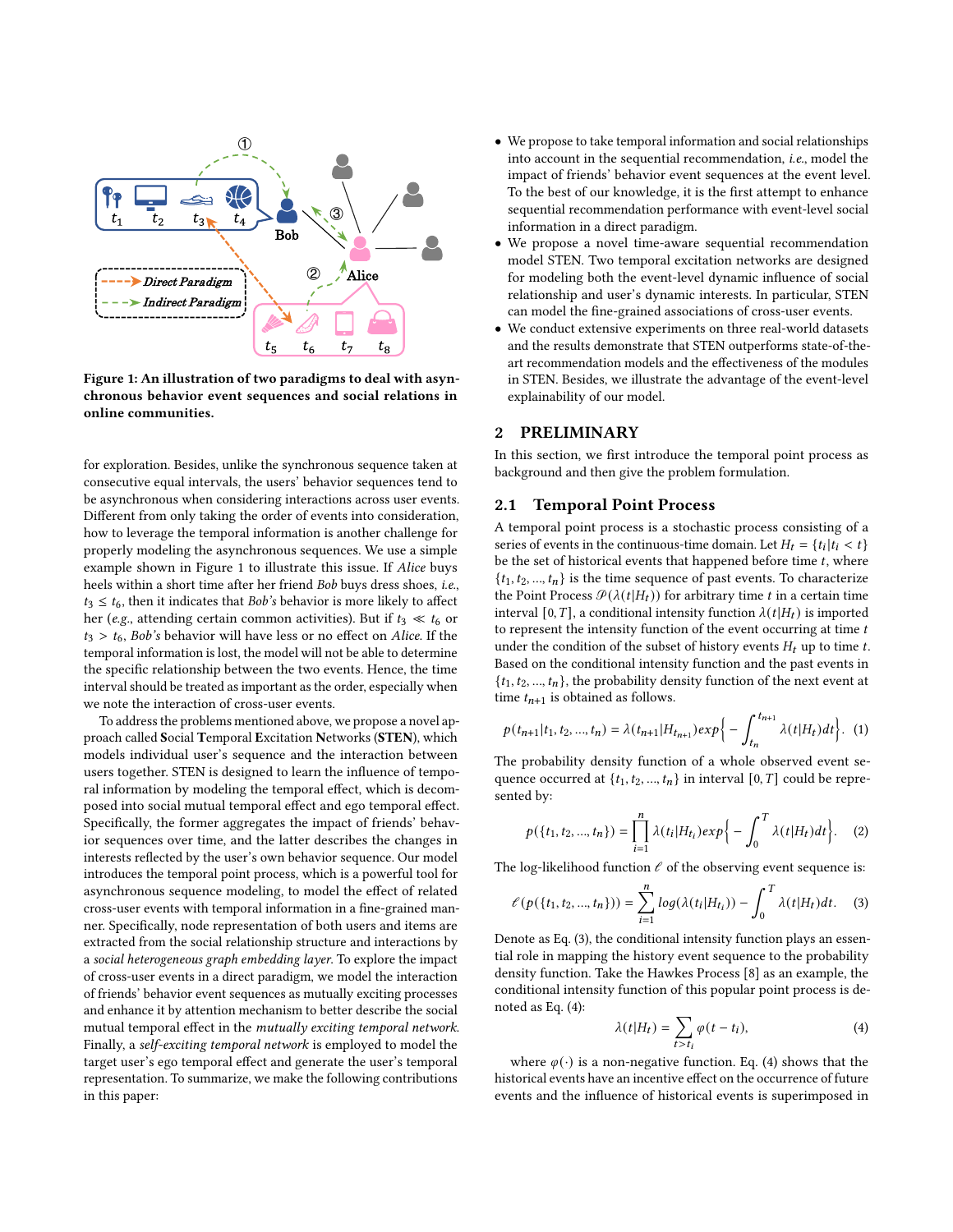Figure 1: An illustration of two paradigms to deal with asynchronous behavior event sequences and social relations in online communities.

for exploration. Besides, unlike the synchronous sequence taken at consecutive equal intervals, the users' behavior sequences tend to be asynchronous when considering interactions across user events. Different from only taking the order of events into consideration, how to leverage the temporal information is another challenge for properly modeling the asynchronous sequences. We use a simple example shown in Figure 1 to illustrate this issue. If *Alice* buys heels within a short time after her friend *Bob* buys dress shoes, *i.e.*, $t_3 \leq t_6$, then it indicates that *Bob's* behavior is more likely to affect her (*e.g.*, attending certain common activities). But if $t_3 \ll t_6$ or $t_3 > t_6$, *Bob's* behavior will have less or no effect on *Alice*. If the temporal information is lost, the model will not be able to determine the specific relationship between the two events. Hence, the time interval should be treated as important as the order, especially when we note the interaction of cross-user events.

To address the problems mentioned above, we propose a novel approach called **S**ocial **T**emporal **E**xcitation **N**etworks (**STEN**), which models individual user's sequence and the interaction between users together. STEN is designed to learn the influence of temporal information by modeling the temporal effect, which is decomposed into social mutual temporal effect and ego temporal effect. Specifically, the former aggregates the impact of friends' behavior sequences over time, and the latter describes the changes in interests reflected by the user's own behavior sequence. Our model introduces the temporal point process, which is a powerful tool for asynchronous sequence modeling, to model the effect of related cross-user events with temporal information in a fine-grained manner. Specifically, node representation of both users and items are extracted from the social relationship structure and interactions by a *social heterogeneous graph embedding layer*. To explore the impact of cross-user events in a direct paradigm, we model the interaction of friends' behavior event sequences as mutually exciting processes and enhance it by attention mechanism to better describe the social mutual temporal effect in the *mutually exciting temporal network*. Finally, a *self-exciting temporal network* is employed to model the target user's ego temporal effect and generate the user's temporal representation. To summarize, we make the following contributions in this paper:

- We propose to take temporal information and social relationships into account in the sequential recommendation, *i.e.*, model the impact of friends' behavior event sequences at the event level. To the best of our knowledge, it is the first attempt to enhance sequential recommendation performance with event-level social information in a direct paradigm.
- We propose a novel time-aware sequential recommendation model STEN. Two temporal excitation networks are designed for modeling both the event-level dynamic influence of social relationship and user's dynamic interests. In particular, STEN can model the fine-grained associations of cross-user events.
- We conduct extensive experiments on three real-world datasets and the results demonstrate that STEN outperforms state-of-the-art recommendation models and the effectiveness of the modules in STEN. Besides, we illustrate the advantage of the event-level explainability of our model.

## 2 PRELIMINARY

In this section, we first introduce the temporal point process as background and then give the problem formulation.

### 2.1 Temporal Point Process

A temporal point process is a stochastic process consisting of a series of events in the continuous-time domain. Let $H_t = \{t_i | t_i < t\}$ be the set of historical events that happened before time $t$, where $\{t_1, t_2, ..., t_n\}$ is the time sequence of past events. To characterize the Point Process $\mathscr{P}(\lambda(t|H_t))$ for arbitrary time $t$ in a certain time interval $[0, T]$, a conditional intensity function $\lambda(t|H_t)$ is imported to represent the intensity function of the event occurring at time $t$ under the condition of the subset of history events $H_t$ up to time $t$. Based on the conditional intensity function and the past events in $\{t_1, t_2, ..., t_n\}$, the probability density function of the next event at time $t_{n+1}$ is obtained as follows.

$$p(t_{n+1}|t_1, t_2, ..., t_n) = \lambda(t_{n+1}|H_{t_{n+1}})exp\Big\{-\int_{t_n}^{t_{n+1}} \lambda(t|H_t)dt\Big\}. \quad (1)$$

The probability density function of a whole observed event sequence occurred at $\{t_1, t_2, ..., t_n\}$ in interval $[0, T]$ could be represented by:

$$p(\{t_1, t_2, ..., t_n\}) = \prod_{i=1}^{n} \lambda(t_i|H_{t_i})exp\Big\{-\int_{0}^{T} \lambda(t|H_t)dt\Big\}. \quad (2)$$

The log-likelihood function $\ell$ of the observing event sequence is:

$$\ell(p(\{t_1, t_2, ..., t_n\})) = \sum_{i=1}^{n} log(\lambda(t_i|H_{t_i})) - \int_{0}^{T} \lambda(t|H_t)dt. \quad (3)$$

Denote as Eq. (3), the conditional intensity function plays an essential role in mapping the history event sequence to the probability density function. Take the Hawkes Process [8] as an example, the conditional intensity function of this popular point process is denoted as Eq. (4):

$$\lambda(t|H_t) = \sum_{t>t_i} \varphi(t - t_i), \quad (4)$$

where $\varphi(\cdot)$ is a non-negative function. Eq. (4) shows that the historical events have an incentive effect on the occurrence of future events and the influence of historical events is superimposed in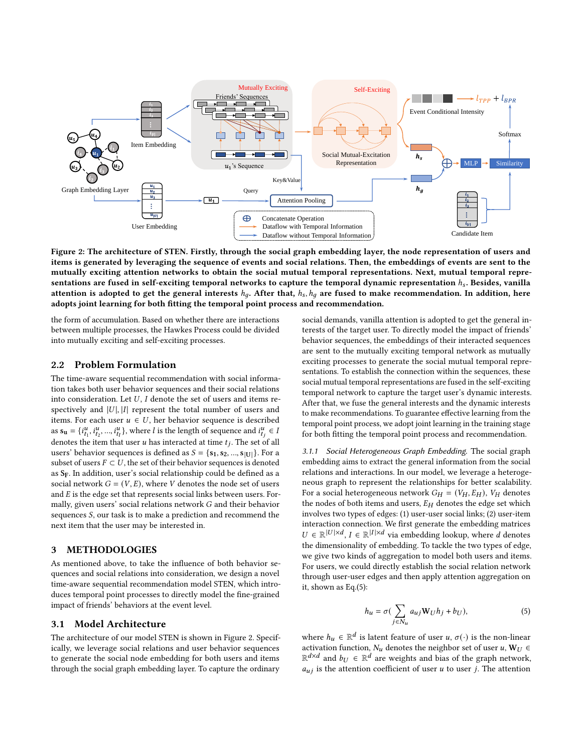Figure 2: The architecture of STEN. Firstly, through the social graph embedding layer, the node representation of users and items is generated by leveraging the sequence of events and social relations. Then, the embeddings of events are sent to the mutually exciting attention networks to obtain the social mutual temporal representations. Next, mutual temporal representations are fused in self-exciting temporal networks to capture the temporal dynamic representation $h_s$. Besides, vanilla attention is adopted to get the general interests $h_g$. After that, $h_s, h_g$ are fused to make recommendation. In addition, here adopts joint learning for both fitting the temporal point process and recommendation.

the form of accumulation. Based on whether there are interactions between multiple processes, the Hawkes Process could be divided into mutually exciting and self-exciting processes.

## 2.2 Problem Formulation

The time-aware sequential recommendation with social information takes both user behavior sequences and their social relations into consideration. Let $U$, $I$ denote the set of users and items respectively and $|U|, |I|$ represent the total number of users and items. For each user $u \in U$, her behavior sequence is described as $\mathbf{s_u} = \{i^u_{t_1}, i^u_{t_2}, ..., i^u_{t_l}\}$, where $l$ is the length of sequence and $i^u_{t_j} \in I$ denotes the item that user $u$ has interacted at time $t_j$. The set of all users' behavior sequences is defined as $S = \{\mathbf{s_1}, \mathbf{s_2}, ..., \mathbf{s}_{|U|}\}$. For a subset of users $F \subset U$, the set of their behavior sequences is denoted as $\mathbf{S_F}$. In addition, user's social relationship could be defined as a social network $G = (V, E)$, where $V$ denotes the node set of users and $E$ is the edge set that represents social links between users. Formally, given users' social relations network $G$ and their behavior sequences $S$, our task is to make a prediction and recommend the next item that the user may be interested in.

# 3 METHODOLOGIES

As mentioned above, to take the influence of both behavior sequences and social relations into consideration, we design a novel time-aware sequential recommendation model STEN, which introduces temporal point processes to directly model the fine-grained impact of friends' behaviors at the event level.

## 3.1 Model Architecture

The architecture of our model STEN is shown in Figure 2. Specifically, we leverage social relations and user behavior sequences to generate the social node embedding for both users and items through the social graph embedding layer. To capture the ordinary social demands, vanilla attention is adopted to get the general interests of the target user. To directly model the impact of friends' behavior sequences, the embeddings of their interacted sequences are sent to the mutually exciting temporal network as mutually exciting processes to generate the social mutual temporal representations. To establish the connection within the sequences, these social mutual temporal representations are fused in the self-exciting temporal network to capture the target user's dynamic interests. After that, we fuse the general interests and the dynamic interests to make recommendations. To guarantee effective learning from the temporal point process, we adopt joint learning in the training stage for both fitting the temporal point process and recommendation.

*3.1.1 Social Heterogeneous Graph Embedding.* The social graph embedding aims to extract the general information from the social relations and interactions. In our model, we leverage a heterogeneous graph to represent the relationships for better scalability. For a social heterogeneous network $G_H = (V_H, E_H)$, $V_H$ denotes the nodes of both items and users, $E_H$ denotes the edge set which involves two types of edges: (1) user-user social links; (2) user-item interaction connection. We first generate the embedding matrices $U \in \mathbb{R}^{|U| \times d}$, $I \in \mathbb{R}^{|I| \times d}$ via embedding lookup, where $d$ denotes the dimensionality of embedding. To tackle the two types of edge, we give two kinds of aggregation to model both users and items. For users, we could directly establish the social relation network through user-user edges and then apply attention aggregation on it, shown as Eq.(5):

$$h_u = \sigma\Big(\sum_{j \in N_u} a_{uj} \mathbf{W}_U h_j + b_U\Big), \tag{5}$$

where $h_u \in \mathbb{R}^d$ is latent feature of user $u$, $\sigma(\cdot)$ is the non-linear activation function, $N_u$ denotes the neighbor set of user $u$, $\mathbf{W}_U \in \mathbb{R}^{d \times d}$ and $b_U \in \mathbb{R}^d$ are weights and bias of the graph network, $a_{uj}$ is the attention coefficient of user $u$ to user $j$. The attention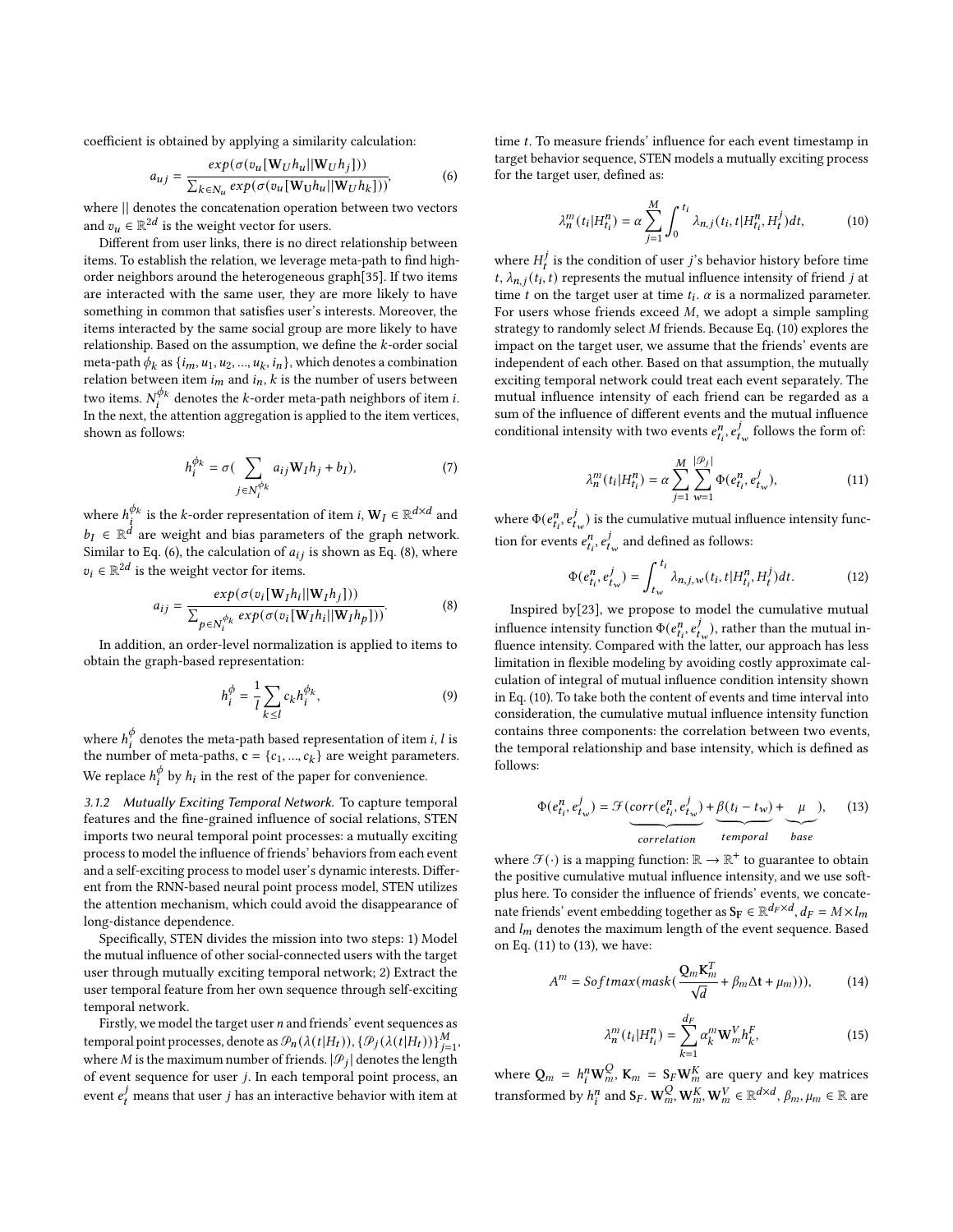coefficient is obtained by applying a similarity calculation:

$$a_{uj} = \frac{exp(\sigma(v_u[\mathbf{W}_U h_u || \mathbf{W}_U h_j]))}{\sum_{k \in N_u} exp(\sigma(v_u[\mathbf{W}_U h_u || \mathbf{W}_U h_k]))}, \tag{6}$$

where $||$ denotes the concatenation operation between two vectors and $v_u \in \mathbb{R}^{2d}$ is the weight vector for users.

Different from user links, there is no direct relationship between items. To establish the relation, we leverage meta-path to find high-order neighbors around the heterogeneous graph[35]. If two items are interacted with the same user, they are more likely to have something in common that satisfies user's interests. Moreover, the items interacted by the same social group are more likely to have relationship. Based on the assumption, we define the $k$-order social meta-path $\phi_k$ as $\{i_m, u_1, u_2, ..., u_k, i_n\}$, which denotes a combination relation between item $i_m$ and $i_n$, $k$ is the number of users between two items. $N_i^{\phi_k}$ denotes the $k$-order meta-path neighbors of item $i$. In the next, the attention aggregation is applied to the item vertices, shown as follows:

$$h_i^{\phi_k} = \sigma\left(\sum_{j \in N_i^{\phi_k}} a_{ij} \mathbf{W}_I h_j + b_I\right), \tag{7}$$

where $h_i^{\phi_k}$ is the $k$-order representation of item $i$, $\mathbf{W}_I \in \mathbb{R}^{d \times d}$ and $b_I \in \mathbb{R}^d$ are weight and bias parameters of the graph network. Similar to Eq. (6), the calculation of $a_{ij}$ is shown as Eq. (8), where $v_i \in \mathbb{R}^{2d}$ is the weight vector for items.

$$a_{ij} = \frac{exp(\sigma(v_i[\mathbf{W}_I h_i || \mathbf{W}_I h_j]))}{\sum_{p \in N_i^{\phi_k}} exp(\sigma(v_i[\mathbf{W}_I h_i || \mathbf{W}_I h_p]))}. \tag{8}$$

In addition, an order-level normalization is applied to items to obtain the graph-based representation:

$$h_i^{\phi} = \frac{1}{l} \sum_{k \leq l} c_k h_i^{\phi_k}, \tag{9}$$

where $h_i^{\phi}$ denotes the meta-path based representation of item $i$, $l$ is the number of meta-paths, $\mathbf{c} = \{c_1, ..., c_k\}$ are weight parameters. We replace $h_i^{\phi}$ by $h_i$ in the rest of the paper for convenience.

*3.1.2 Mutually Exciting Temporal Network.* To capture temporal features and the fine-grained influence of social relations, STEN imports two neural temporal point processes: a mutually exciting process to model the influence of friends' behaviors from each event and a self-exciting process to model user's dynamic interests. Different from the RNN-based neural point process model, STEN utilizes the attention mechanism, which could avoid the disappearance of long-distance dependence.

Specifically, STEN divides the mission into two steps: 1) Model the mutual influence of other social-connected users with the target user through mutually exciting temporal network; 2) Extract the user temporal feature from her own sequence through self-exciting temporal network.

Firstly, we model the target user $n$ and friends' event sequences as temporal point processes, denote as $\mathcal{P}_n(\lambda(t|H_t))$, $\{\mathcal{P}_j(\lambda(t|H_t))\}_{j=1}^{M}$, where $M$ is the maximum number of friends. $|\mathcal{P}_j|$ denotes the length of event sequence for user $j$. In each temporal point process, an event $e_t^j$ means that user $j$ has an interactive behavior with item at time $t$. To measure friends' influence for each event timestamp in target behavior sequence, STEN models a mutually exciting process for the target user, defined as:

$$\lambda_n^m(t_i|H_{t_i}^n) = \alpha \sum_{j=1}^{M} \int_0^{t_i} \lambda_{n,j}(t_i, t|H_{t_i}^n, H_t^j) dt, \tag{10}$$

where $H_t^j$ is the condition of user $j$'s behavior history before time $t$, $\lambda_{n,j}(t_i, t)$ represents the mutual influence intensity of friend $j$ at time $t$ on the target user at time $t_i$. $\alpha$ is a normalized parameter. For users whose friends exceed $M$, we adopt a simple sampling strategy to randomly select $M$ friends. Because Eq. (10) explores the impact on the target user, we assume that the friends' events are independent of each other. Based on that assumption, the mutually exciting temporal network could treat each event separately. The mutual influence intensity of each friend can be regarded as a sum of the influence of different events and the mutual influence conditional intensity with two events $e_{t_i}^n, e_{t_w}^j$ follows the form of:

$$\lambda_n^m(t_i|H_{t_i}^n) = \alpha \sum_{j=1}^{M} \sum_{w=1}^{|\mathcal{P}_j|} \Phi(e_{t_i}^n, e_{t_w}^j), \tag{11}$$

where $\Phi(e_{t_i}^n, e_{t_w}^j)$ is the cumulative mutual influence intensity function for events $e_{t_i}^n, e_{t_w}^j$ and defined as follows:

$$\Phi(e_{t_i}^n, e_{t_w}^j) = \int_{t_w}^{t_i} \lambda_{n,j,w}(t_i, t|H_{t_i}^n, H_t^j) dt. \tag{12}$$

Inspired by[23], we propose to model the cumulative mutual influence intensity function $\Phi(e_{t_i}^n, e_{t_w}^j)$, rather than the mutual influence intensity. Compared with the latter, our approach has less limitation in flexible modeling by avoiding costly approximate calculation of integral of mutual influence condition intensity shown in Eq. (10). To take both the content of events and time interval into consideration, the cumulative mutual influence intensity function contains three components: the correlation between two events, the temporal relationship and base intensity, which is defined as follows:

$$\Phi(e_{t_i}^n, e_{t_w}^j) = \mathcal{F}(\underbrace{corr(e_{t_i}^n, e_{t_w}^j)}_{correlation} + \underbrace{\beta(t_i - t_w)}_{temporal} + \underbrace{\mu}_{base}), \tag{13}$$

where $\mathcal{F}(\cdot)$ is a mapping function: $\mathbb{R} \rightarrow \mathbb{R}^+$ to guarantee to obtain the positive cumulative mutual influence intensity, and we use softplus here. To consider the influence of friends' events, we concatenate friends' event embedding together as $\mathbf{S_F} \in \mathbb{R}^{d_F \times d}$, $d_F = M \times l_m$ and $l_m$ denotes the maximum length of the event sequence. Based on Eq. (11) to (13), we have:

$$A^m = Softmax(mask(\frac{\mathbf{Q}_m \mathbf{K}_m^T}{\sqrt{d}} + \beta_m \Delta \mathbf{t} + \mu_m))), \tag{14}$$

$$\lambda_n^m(t_i|H_{t_i}^n) = \sum_{k=1}^{d_F} \alpha_k^m \mathbf{W}_m^V h_k^F, \tag{15}$$

where $\mathbf{Q}_m = h_i^n \mathbf{W}_m^Q$, $\mathbf{K}_m = \mathbf{S}_F \mathbf{W}_m^K$ are query and key matrices transformed by $h_i^n$ and $\mathbf{S}_F$. $\mathbf{W}_m^Q, \mathbf{W}_m^K, \mathbf{W}_m^V \in \mathbb{R}^{d \times d}$, $\beta_m, \mu_m \in \mathbb{R}$ are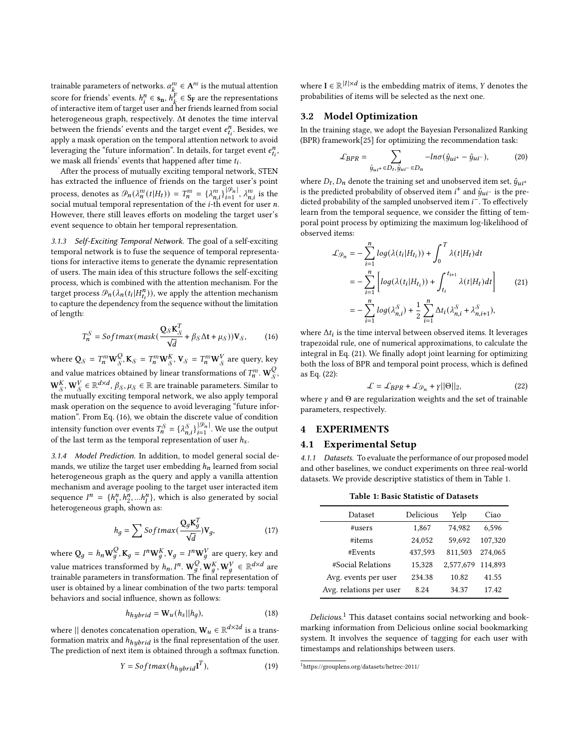trainable parameters of networks. $\alpha_k^m \in \mathbf{A}^m$ is the mutual attention score for friends' events. $h_i^n \in \mathbf{s_n}, h_k^F \in \mathbf{S_F}$ are the representations of interactive item of target user and her friends learned from social heterogeneous graph, respectively. $\Delta\mathbf{t}$ denotes the time interval between the friends' events and the target event $e_{t_i}^n$. Besides, we apply a mask operation on the temporal attention network to avoid leveraging the "future information". In details, for target event $e_{t_i}^n$, we mask all friends' events that happened after time $t_i$.

After the process of mutually exciting temporal network, STEN has extracted the influence of friends on the target user's point process, denotes as $\mathscr{P}_n(\lambda_n^m(t|H_t)) = T_n^m = \{\lambda_{n,i}^m\}_{i=1}^{|\mathscr{P}_n|}$, $\lambda_{n,i}^m$ is the social mutual temporal representation of the $i$-th event for user $n$. However, there still leaves efforts on modeling the target user's event sequence to obtain her temporal representation.

*3.1.3 Self-Exciting Temporal Network.* The goal of a self-exciting temporal network is to fuse the sequence of temporal representations for interactive items to generate the dynamic representation of users. The main idea of this structure follows the self-exciting process, which is combined with the attention mechanism. For the target process $\mathscr{P}_n(\lambda_n(t_i|H_{t_i}^n))$, we apply the attention mechanism to capture the dependency from the sequence without the limitation of length:

$$T_n^{\mathcal{S}} = Softmax(mask(\frac{\mathbf{Q}_{\mathcal{S}}\mathbf{K}_{\mathcal{S}}^T}{\sqrt{d}} + \beta_{\mathcal{S}}\Delta\mathbf{t} + \mu_{\mathcal{S}}))\mathbf{V}_{\mathcal{S}}, \tag{16}$$

where $\mathbf{Q}_{\mathcal{S}} = T_n^m\mathbf{W}_{\mathcal{S}}^Q, \mathbf{K}_{\mathcal{S}} = T_n^m\mathbf{W}_{\mathcal{S}}^K, \mathbf{V}_{\mathcal{S}} = T_n^m\mathbf{W}_{\mathcal{S}}^V$ are query, key and value matrices obtained by linear transformations of $T_n^m$. $\mathbf{W}_{\mathcal{S}}^Q, \mathbf{W}_{\mathcal{S}}^K, \mathbf{W}_{\mathcal{S}}^V \in \mathbb{R}^{d\times d}$, $\beta_{\mathcal{S}}, \mu_{\mathcal{S}} \in \mathbb{R}$ are trainable parameters. Similar to the mutually exciting temporal network, we also apply temporal mask operation on the sequence to avoid leveraging "future information". From Eq. (16), we obtain the discrete value of condition intensity function over events $T_n^{\mathcal{S}} = \{\lambda_{n,i}^{\mathcal{S}}\}_{i=1}^{|\mathscr{P}_n|}$. We use the output of the last term as the temporal representation of user $h_s$.

*3.1.4 Model Prediction.* In addition, to model general social demands, we utilize the target user embedding $h_n$ learned from social heterogeneous graph as the query and apply a vanilla attention mechanism and average pooling to the target user interacted item sequence $I^n = \{h_1^n, h_2^n, ...h_l^n\}$, which is also generated by social heterogeneous graph, shown as:

$$h_g = \sum Softmax(\frac{\mathbf{Q}_g\mathbf{K}_g^T}{\sqrt{d}})\mathbf{V}_g, \tag{17}$$

where $\mathbf{Q}_g = h_n\mathbf{W}_g^Q, \mathbf{K}_g = I^n\mathbf{W}_g^K, \mathbf{V}_g = I^n\mathbf{W}_g^V$ are query, key and value matrices transformed by $h_n, I^n$. $\mathbf{W}_g^Q, \mathbf{W}_g^K, \mathbf{W}_g^V \in \mathbb{R}^{d\times d}$ are trainable parameters in transformation. The final representation of user is obtained by a linear combination of the two parts: temporal behaviors and social influence, shown as follows:

$$h_{hybrid} = \mathbf{W}_u(h_s||h_g), \tag{18}$$

where $||$ denotes concatenation operation, $\mathbf{W}_u \in \mathbb{R}^{d\times 2d}$ is a transformation matrix and $h_{hybrid}$ is the final representation of the user. The prediction of next item is obtained through a softmax function.

$$Y = Softmax(h_{hybrid}\mathbf{I}^T), \tag{19}$$

where $\mathbf{I} \in \mathbb{R}^{|I|\times d}$ is the embedding matrix of items, $Y$ denotes the probabilities of items will be selected as the next one.

## 3.2 Model Optimization

In the training stage, we adopt the Bayesian Personalized Ranking (BPR) framework[25] for optimizing the recommendation task:

$$\mathcal{L}_{BPR} = \sum_{\hat{y}_{ui^+}\in D_t, \hat{y}_{ui^-}\in D_n} -ln\sigma(\hat{y}_{ui^+} - \hat{y}_{ui^-}), \tag{20}$$

where $D_t, D_n$ denote the training set and unobserved item set, $\hat{y}_{ui^+}$ is the predicted probability of observed item $i^+$ and $\hat{y}_{ui^-}$ is the predicted probability of the sampled unobserved item $i^-$. To effectively learn from the temporal sequence, we consider the fitting of temporal point process by optimizing the maximum log-likelihood of observed items:

$$\begin{aligned}
\mathcal{L}_{\mathscr{P}_n} &= -\sum_{i=1}^{n} log(\lambda(t_i|H_{t_i})) + \int_0^T \lambda(t|H_t)dt \\
&= -\sum_{i=1}^{n}\left[log(\lambda(t_i|H_{t_i})) + \int_{t_i}^{t_{i+1}} \lambda(t|H_t)dt\right] \\
&= -\sum_{i=1}^{n} log(\lambda_{n,i}^{\mathcal{S}}) + \frac{1}{2}\sum_{i=1}^{n}\Delta t_i(\lambda_{n,i}^{\mathcal{S}} + \lambda_{n,i+1}^{\mathcal{S}}),
\end{aligned} \tag{21}$$

where $\Delta t_i$ is the time interval between observed items. It leverages trapezoidal rule, one of numerical approximations, to calculate the integral in Eq. (21). We finally adopt joint learning for optimizing both the loss of BPR and temporal point process, which is defined as Eq. (22):

$$\mathcal{L} = \mathcal{L}_{BPR} + \mathcal{L}_{\mathscr{P}_n} + \gamma||\Theta||_2, \tag{22}$$

where $\gamma$ and $\Theta$ are regularization weights and the set of trainable parameters, respectively.

# 4 EXPERIMENTS

## 4.1 Experimental Setup

*4.1.1 Datasets.* To evaluate the performance of our proposed model and other baselines, we conduct experiments on three real-world datasets. We provide descriptive statistics of them in Table 1.

**Table 1: Basic Statistic of Datasets**

| Dataset | Delicious | Yelp | Ciao |
|---|---|---|---|
| #users | 1,867 | 74,982 | 6,596 |
| #items | 24,052 | 59,692 | 107,320 |
| #Events | 437,593 | 811,503 | 274,065 |
| #Social Relations | 15,328 | 2,577,679 | 114,893 |
| Avg. events per user | 234.38 | 10.82 | 41.55 |
| Avg. relations per user | 8.24 | 34.37 | 17.42 |

*Delicious.*[1] This dataset contains social networking and bookmarking information from Delicious online social bookmarking system. It involves the sequence of tagging for each user with timestamps and relationships between users.

[1] https://grouplens.org/datasets/hetrec-2011/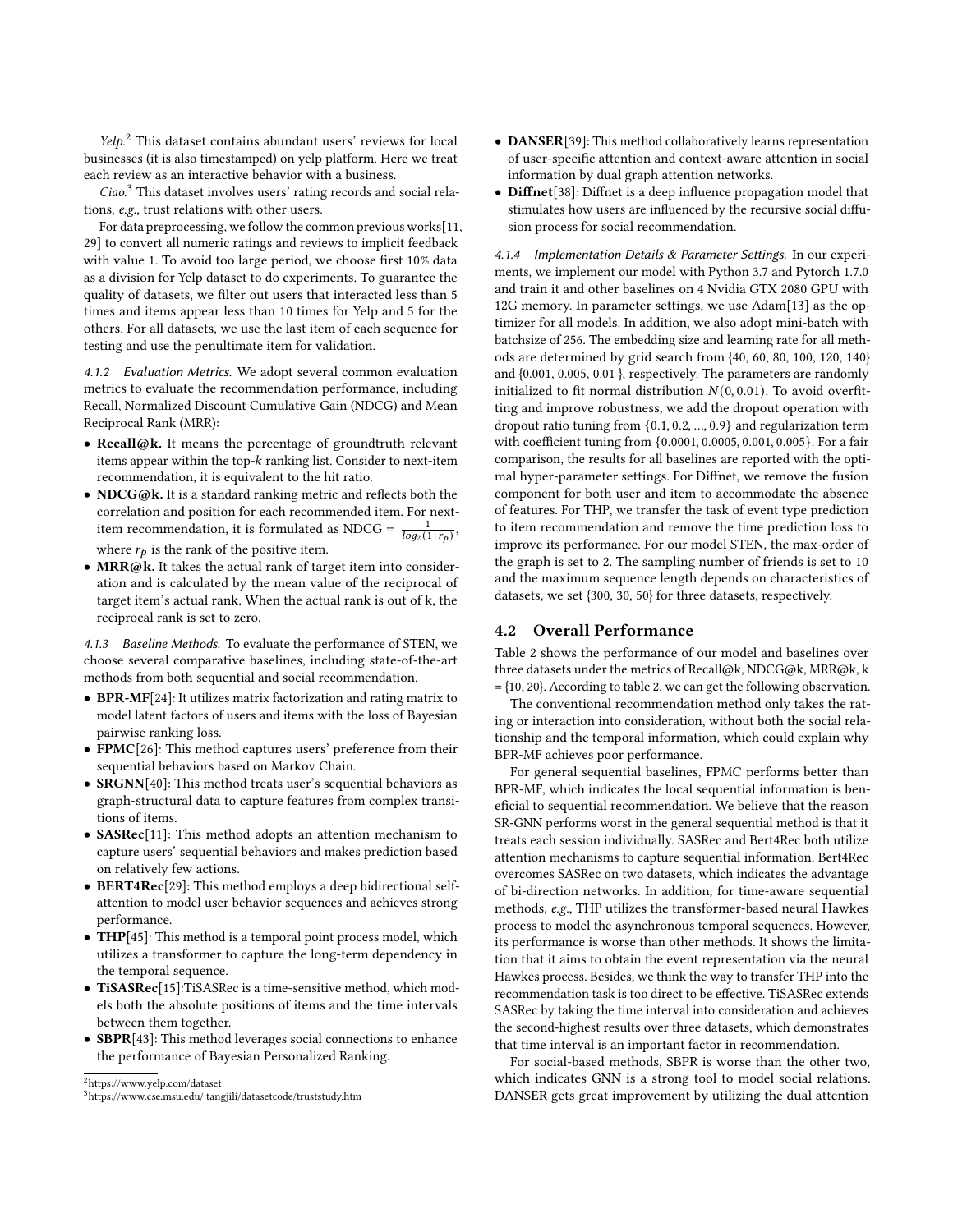*Yelp.*[2] This dataset contains abundant users' reviews for local businesses (it is also timestamped) on yelp platform. Here we treat each review as an interactive behavior with a business.

*Ciao.*[3] This dataset involves users' rating records and social relations, *e.g.*, trust relations with other users.

For data preprocessing, we follow the common previous works[11, 29] to convert all numeric ratings and reviews to implicit feedback with value 1. To avoid too large period, we choose first 10% data as a division for Yelp dataset to do experiments. To guarantee the quality of datasets, we filter out users that interacted less than 5 times and items appear less than 10 times for Yelp and 5 for the others. For all datasets, we use the last item of each sequence for testing and use the penultimate item for validation.

#### 4.1.2 Evaluation Metrics.

We adopt several common evaluation metrics to evaluate the recommendation performance, including Recall, Normalized Discount Cumulative Gain (NDCG) and Mean Reciprocal Rank (MRR):

- **Recall@k.** It means the percentage of groundtruth relevant items appear within the top-$k$ ranking list. Consider to next-item recommendation, it is equivalent to the hit ratio.
- **NDCG@k.** It is a standard ranking metric and reflects both the correlation and position for each recommended item. For next-item recommendation, it is formulated as NDCG = $\frac{1}{log_2(1+r_p)}$, where $r_p$ is the rank of the positive item.
- **MRR@k.** It takes the actual rank of target item into consideration and is calculated by the mean value of the reciprocal of target item's actual rank. When the actual rank is out of k, the reciprocal rank is set to zero.

#### 4.1.3 Baseline Methods.

To evaluate the performance of STEN, we choose several comparative baselines, including state-of-the-art methods from both sequential and social recommendation.

- **BPR-MF**[24]: It utilizes matrix factorization and rating matrix to model latent factors of users and items with the loss of Bayesian pairwise ranking loss.
- **FPMC**[26]: This method captures users' preference from their sequential behaviors based on Markov Chain.
- **SRGNN**[40]: This method treats user's sequential behaviors as graph-structural data to capture features from complex transitions of items.
- **SASRec**[11]: This method adopts an attention mechanism to capture users' sequential behaviors and makes prediction based on relatively few actions.
- **BERT4Rec**[29]: This method employs a deep bidirectional self-attention to model user behavior sequences and achieves strong performance.
- **THP**[45]: This method is a temporal point process model, which utilizes a transformer to capture the long-term dependency in the temporal sequence.
- **TiSASRec**[15]:TiSASRec is a time-sensitive method, which models both the absolute positions of items and the time intervals between them together.
- **SBPR**[43]: This method leverages social connections to enhance the performance of Bayesian Personalized Ranking.
- **DANSER**[39]: This method collaboratively learns representation of user-specific attention and context-aware attention in social information by dual graph attention networks.
- **Diffnet**[38]: Diffnet is a deep influence propagation model that stimulates how users are influenced by the recursive social diffusion process for social recommendation.

#### 4.1.4 Implementation Details & Parameter Settings.

In our experiments, we implement our model with Python 3.7 and Pytorch 1.7.0 and train it and other baselines on 4 Nvidia GTX 2080 GPU with 12G memory. In parameter settings, we use Adam[13] as the optimizer for all models. In addition, we also adopt mini-batch with batchsize of 256. The embedding size and learning rate for all methods are determined by grid search from {40, 60, 80, 100, 120, 140} and {0.001, 0.005, 0.01 }, respectively. The parameters are randomly initialized to fit normal distribution $N(0, 0.01)$. To avoid overfitting and improve robustness, we add the dropout operation with dropout ratio tuning from {0.1, 0.2, ..., 0.9} and regularization term with coefficient tuning from {0.0001, 0.0005, 0.001, 0.005}. For a fair comparison, the results for all baselines are reported with the optimal hyper-parameter settings. For Diffnet, we remove the fusion component for both user and item to accommodate the absence of features. For THP, we transfer the task of event type prediction to item recommendation and remove the time prediction loss to improve its performance. For our model STEN, the max-order of the graph is set to 2. The sampling number of friends is set to 10 and the maximum sequence length depends on characteristics of datasets, we set {300, 30, 50} for three datasets, respectively.

### 4.2 Overall Performance

Table 2 shows the performance of our model and baselines over three datasets under the metrics of Recall@k, NDCG@k, MRR@k, k = {10, 20}. According to table 2, we can get the following observation.

The conventional recommendation method only takes the rating or interaction into consideration, without both the social relationship and the temporal information, which could explain why BPR-MF achieves poor performance.

For general sequential baselines, FPMC performs better than BPR-MF, which indicates the local sequential information is beneficial to sequential recommendation. We believe that the reason SR-GNN performs worst in the general sequential method is that it treats each session individually. SASRec and Bert4Rec both utilize attention mechanisms to capture sequential information. Bert4Rec overcomes SASRec on two datasets, which indicates the advantage of bi-direction networks. In addition, for time-aware sequential methods, *e.g.*, THP utilizes the transformer-based neural Hawkes process to model the asynchronous temporal sequences. However, its performance is worse than other methods. It shows the limitation that it aims to obtain the event representation via the neural Hawkes process. Besides, we think the way to transfer THP into the recommendation task is too direct to be effective. TiSASRec extends SASRec by taking the time interval into consideration and achieves the second-highest results over three datasets, which demonstrates that time interval is an important factor in recommendation.

For social-based methods, SBPR is worse than the other two, which indicates GNN is a strong tool to model social relations. DANSER gets great improvement by utilizing the dual attention

[2] https://www.yelp.com/dataset

[3] https://www.cse.msu.edu/ tangjili/datasetcode/truststudy.htm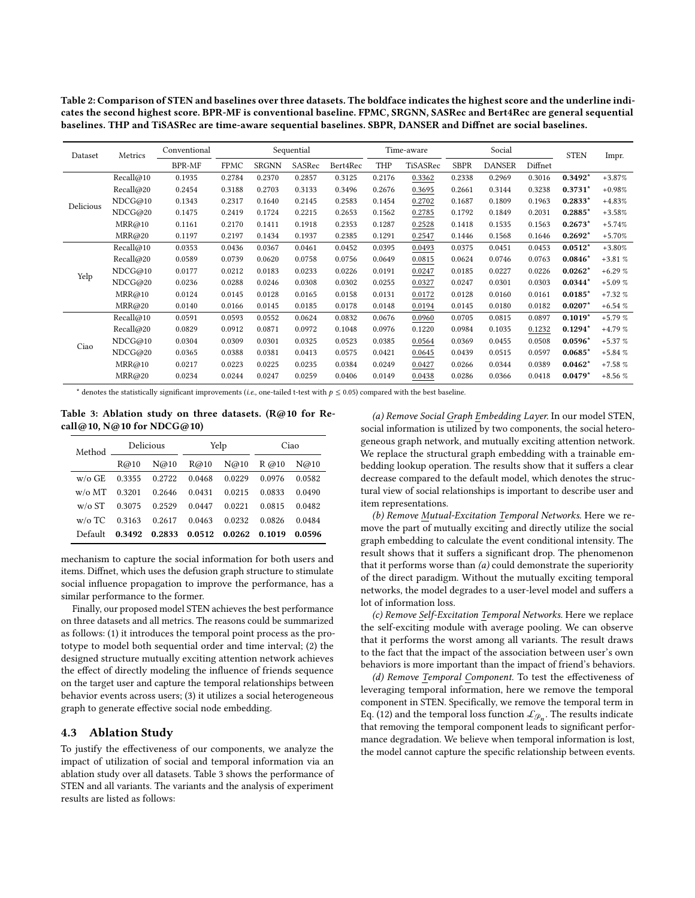Table 2: Comparison of STEN and baselines over three datasets. The boldface indicates the highest score and the underline indicates the second highest score. BPR-MF is conventional baseline. FPMC, SRGNN, SASRec and Bert4Rec are general sequential baselines. THP and TiSASRec are time-aware sequential baselines. SBPR, DANSER and Diffnet are social baselines.

| Dataset | Metrics | Conventional | Sequential | | | | Time-aware | | Social | | | STEN | Impr. |
|---|---|---|---|---|---|---|---|---|---|---|---|---|---|
| | | BPR-MF | FPMC | SRGNN | SASRec | Bert4Rec | THP | TiSASRec | SBPR | DANSER | Diffnet | | |
| Delicious | Recall@10 | 0.1935 | 0.2784 | 0.2370 | 0.2857 | 0.3125 | 0.2176 | <u>0.3362</u> | 0.2338 | 0.2969 | 0.3016 | **0.3492*** | +3.87% |
| | Recall@20 | 0.2454 | 0.3188 | 0.2703 | 0.3133 | 0.3496 | 0.2676 | <u>0.3695</u> | 0.2661 | 0.3144 | 0.3238 | **0.3731*** | +0.98% |
| | NDCG@10 | 0.1343 | 0.2317 | 0.1640 | 0.2145 | 0.2583 | 0.1454 | <u>0.2702</u> | 0.1687 | 0.1809 | 0.1963 | **0.2833*** | +4.83% |
| | NDCG@20 | 0.1475 | 0.2419 | 0.1724 | 0.2215 | 0.2653 | 0.1562 | <u>0.2785</u> | 0.1792 | 0.1849 | 0.2031 | **0.2885*** | +3.58% |
| | MRR@10 | 0.1161 | 0.2170 | 0.1411 | 0.1918 | 0.2353 | 0.1287 | <u>0.2528</u> | 0.1418 | 0.1535 | 0.1563 | **0.2673*** | +5.74% |
| | MRR@20 | 0.1197 | 0.2197 | 0.1434 | 0.1937 | 0.2385 | 0.1291 | <u>0.2547</u> | 0.1446 | 0.1568 | 0.1646 | **0.2692*** | +5.70% |
| Yelp | Recall@10 | 0.0353 | 0.0436 | 0.0367 | 0.0461 | 0.0452 | 0.0395 | <u>0.0493</u> | 0.0375 | 0.0451 | 0.0453 | **0.0512*** | +3.80% |
| | Recall@20 | 0.0589 | 0.0739 | 0.0620 | 0.0758 | 0.0756 | 0.0649 | <u>0.0815</u> | 0.0624 | 0.0746 | 0.0763 | **0.0846*** | +3.81 % |
| | NDCG@10 | 0.0177 | 0.0212 | 0.0183 | 0.0233 | 0.0226 | 0.0191 | <u>0.0247</u> | 0.0185 | 0.0227 | 0.0226 | **0.0262*** | +6.29 % |
| | NDCG@20 | 0.0236 | 0.0288 | 0.0246 | 0.0308 | 0.0302 | 0.0255 | <u>0.0327</u> | 0.0247 | 0.0301 | 0.0303 | **0.0344*** | +5.09 % |
| | MRR@10 | 0.0124 | 0.0145 | 0.0128 | 0.0165 | 0.0158 | 0.0131 | <u>0.0172</u> | 0.0128 | 0.0160 | 0.0161 | **0.0185*** | +7.32 % |
| | MRR@20 | 0.0140 | 0.0166 | 0.0145 | 0.0185 | 0.0178 | 0.0148 | <u>0.0194</u> | 0.0145 | 0.0180 | 0.0182 | **0.0207*** | +6.54 % |
| Ciao | Recall@10 | 0.0591 | 0.0593 | 0.0552 | 0.0624 | 0.0832 | 0.0676 | <u>0.0960</u> | 0.0705 | 0.0815 | 0.0897 | **0.1019*** | +5.79 % |
| | Recall@20 | 0.0829 | 0.0912 | 0.0871 | 0.0972 | 0.1048 | 0.0976 | 0.1220 | 0.0984 | 0.1035 | <u>0.1232</u> | **0.1294*** | +4.79 % |
| | NDCG@10 | 0.0304 | 0.0309 | 0.0301 | 0.0325 | 0.0523 | 0.0385 | <u>0.0564</u> | 0.0369 | 0.0455 | 0.0508 | **0.0596*** | +5.37 % |
| | NDCG@20 | 0.0365 | 0.0388 | 0.0381 | 0.0413 | 0.0575 | 0.0421 | <u>0.0645</u> | 0.0439 | 0.0515 | 0.0597 | **0.0685*** | +5.84 % |
| | MRR@10 | 0.0217 | 0.0223 | 0.0225 | 0.0235 | 0.0384 | 0.0249 | <u>0.0427</u> | 0.0266 | 0.0344 | 0.0389 | **0.0462*** | +7.58 % |
| | MRR@20 | 0.0234 | 0.0244 | 0.0247 | 0.0259 | 0.0406 | 0.0149 | <u>0.0438</u> | 0.0286 | 0.0366 | 0.0418 | **0.0479*** | +8.56 % |

* denotes the statistically significant improvements (*i.e.*, one-tailed t-test with $p \leq 0.05$) compared with the best baseline.

Table 3: Ablation study on three datasets. (R@10 for Recall@10, N@10 for NDCG@10)

| Method | Delicious | | Yelp | | Ciao | |
|---|---|---|---|---|---|---|
| | R@10 | N@10 | R@10 | N@10 | R @10 | N@10 |
| w/o GE | 0.3355 | 0.2722 | 0.0468 | 0.0229 | 0.0976 | 0.0582 |
| w/o MT | 0.3201 | 0.2646 | 0.0431 | 0.0215 | 0.0833 | 0.0490 |
| w/o ST | 0.3075 | 0.2529 | 0.0447 | 0.0221 | 0.0815 | 0.0482 |
| w/o TC | 0.3163 | 0.2617 | 0.0463 | 0.0232 | 0.0826 | 0.0484 |
| Default | **0.3492** | **0.2833** | **0.0512** | **0.0262** | **0.1019** | **0.0596** |

mechanism to capture the social information for both users and items. Diffnet, which uses the defusion graph structure to stimulate social influence propagation to improve the performance, has a similar performance to the former.

Finally, our proposed model STEN achieves the best performance on three datasets and all metrics. The reasons could be summarized as follows: (1) it introduces the temporal point process as the prototype to model both sequential order and time interval; (2) the designed structure mutually exciting attention network achieves the effect of directly modeling the influence of friends sequence on the target user and capture the temporal relationships between behavior events across users; (3) it utilizes a social heterogeneous graph to generate effective social node embedding.

## 4.3 Ablation Study

To justify the effectiveness of our components, we analyze the impact of utilization of social and temporal information via an ablation study over all datasets. Table 3 shows the performance of STEN and all variants. The variants and the analysis of experiment results are listed as follows:

*(a) Remove Social Graph Embedding Layer.* In our model STEN, social information is utilized by two components, the social heterogeneous graph network, and mutually exciting attention network. We replace the structural graph embedding with a trainable embedding lookup operation. The results show that it suffers a clear decrease compared to the default model, which denotes the structural view of social relationships is important to describe user and item representations.

*(b) Remove Mutual-Excitation Temporal Networks.* Here we remove the part of mutually exciting and directly utilize the social graph embedding to calculate the event conditional intensity. The result shows that it suffers a significant drop. The phenomenon that it performs worse than *(a)* could demonstrate the superiority of the direct paradigm. Without the mutually exciting temporal networks, the model degrades to a user-level model and suffers a lot of information loss.

*(c) Remove Self-Excitation Temporal Networks.* Here we replace the self-exciting module with average pooling. We can observe that it performs the worst among all variants. The result draws to the fact that the impact of the association between user's own behaviors is more important than the impact of friend's behaviors.

*(d) Remove Temporal Component.* To test the effectiveness of leveraging temporal information, here we remove the temporal component in STEN. Specifically, we remove the temporal term in Eq. (12) and the temporal loss function $\mathcal{L}_{\mathcal{P}_n}$. The results indicate that removing the temporal component leads to significant performance degradation. We believe when temporal information is lost, the model cannot capture the specific relationship between events.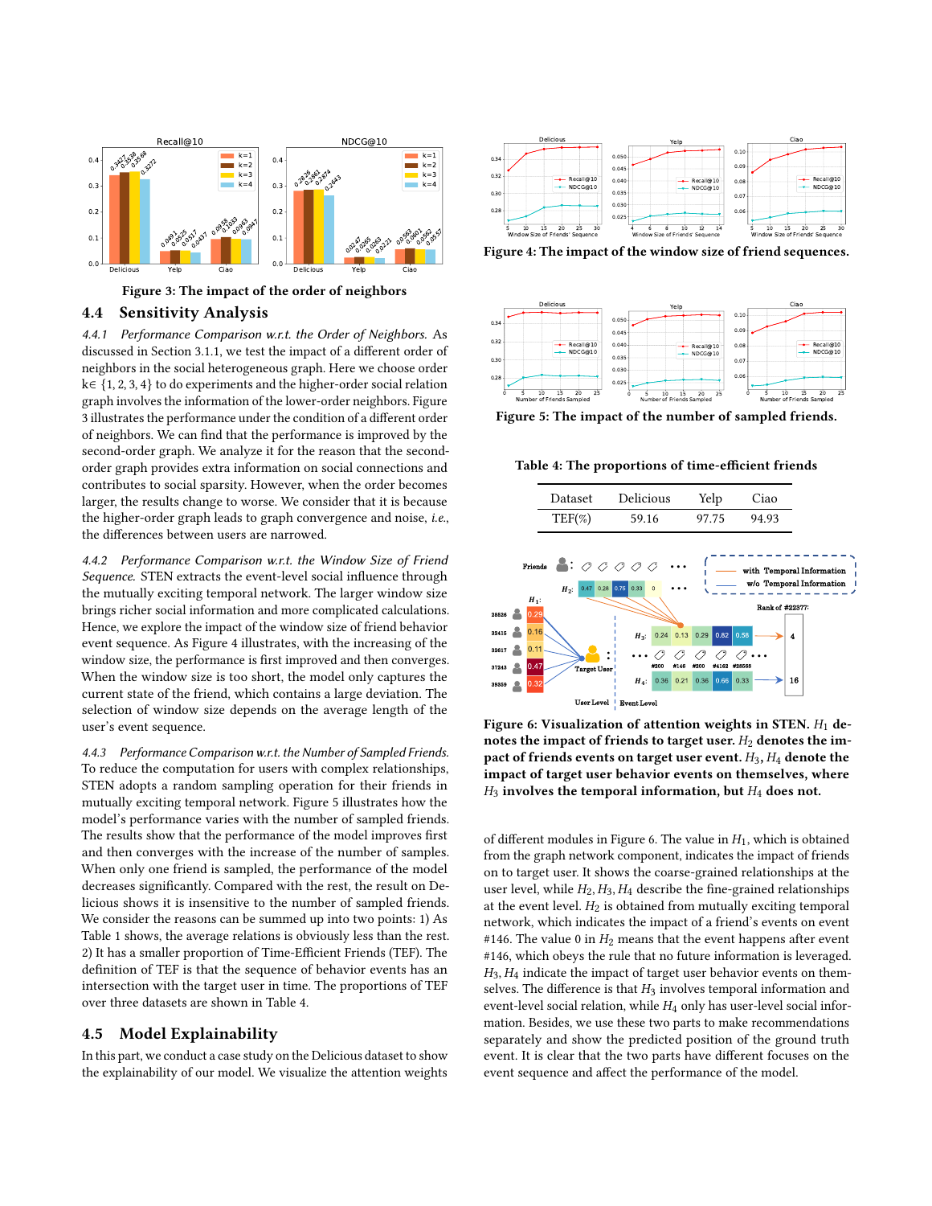Figure 3: The impact of the order of neighbors

## 4.4 Sensitivity Analysis

*4.4.1 Performance Comparison w.r.t. the Order of Neighbors.* As discussed in Section 3.1.1, we test the impact of a different order of neighbors in the social heterogeneous graph. Here we choose order k∈ {1, 2, 3, 4} to do experiments and the higher-order social relation graph involves the information of the lower-order neighbors. Figure 3 illustrates the performance under the condition of a different order of neighbors. We can find that the performance is improved by the second-order graph. We analyze it for the reason that the second-order graph provides extra information on social connections and contributes to social sparsity. However, when the order becomes larger, the results change to worse. We consider that it is because the higher-order graph leads to graph convergence and noise, *i.e.*, the differences between users are narrowed.

*4.4.2 Performance Comparison w.r.t. the Window Size of Friend Sequence.* STEN extracts the event-level social influence through the mutually exciting temporal network. The larger window size brings richer social information and more complicated calculations. Hence, we explore the impact of the window size of friend behavior event sequence. As Figure 4 illustrates, with the increasing of the window size, the performance is first improved and then converges. When the window size is too short, the model only captures the current state of the friend, which contains a large deviation. The selection of window size depends on the average length of the user's event sequence.

*4.4.3 Performance Comparison w.r.t. the Number of Sampled Friends.* To reduce the computation for users with complex relationships, STEN adopts a random sampling operation for their friends in mutually exciting temporal network. Figure 5 illustrates how the model's performance varies with the number of sampled friends. The results show that the performance of the model improves first and then converges with the increase of the number of samples. When only one friend is sampled, the performance of the model decreases significantly. Compared with the rest, the result on Delicious shows it is insensitive to the number of sampled friends. We consider the reasons can be summed up into two points: 1) As Table 1 shows, the average relations is obviously less than the rest. 2) It has a smaller proportion of Time-Efficient Friends (TEF). The definition of TEF is that the sequence of behavior events has an intersection with the target user in time. The proportions of TEF over three datasets are shown in Table 4.

## 4.5 Model Explainability

In this part, we conduct a case study on the Delicious dataset to show the explainability of our model. We visualize the attention weights of different modules in Figure 6. The value in $H_1$, which is obtained from the graph network component, indicates the impact of friends on to target user. It shows the coarse-grained relationships at the user level, while $H_2, H_3, H_4$ describe the fine-grained relationships at the event level. $H_2$ is obtained from mutually exciting temporal network, which indicates the impact of a friend's events on event #146. The value 0 in $H_2$ means that the event happens after event #146, which obeys the rule that no future information is leveraged. $H_3, H_4$ indicate the impact of target user behavior events on themselves. The difference is that $H_3$ involves temporal information and event-level social relation, while $H_4$ only has user-level social information. Besides, we use these two parts to make recommendations separately and show the predicted position of the ground truth event. It is clear that the two parts have different focuses on the event sequence and affect the performance of the model.

Figure 4: The impact of the window size of friend sequences.

Figure 5: The impact of the number of sampled friends.

Table 4: The proportions of time-efficient friends

| Dataset | Delicious | Yelp | Ciao |
|---|---|---|---|
| TEF(%) | 59.16 | 97.75 | 94.93 |

Figure 6: Visualization of attention weights in STEN. $H_1$ denotes the impact of friends to target user. $H_2$ denotes the impact of friends events on target user event. $H_3, H_4$ denote the impact of target user behavior events on themselves, where $H_3$ involves the temporal information, but $H_4$ does not.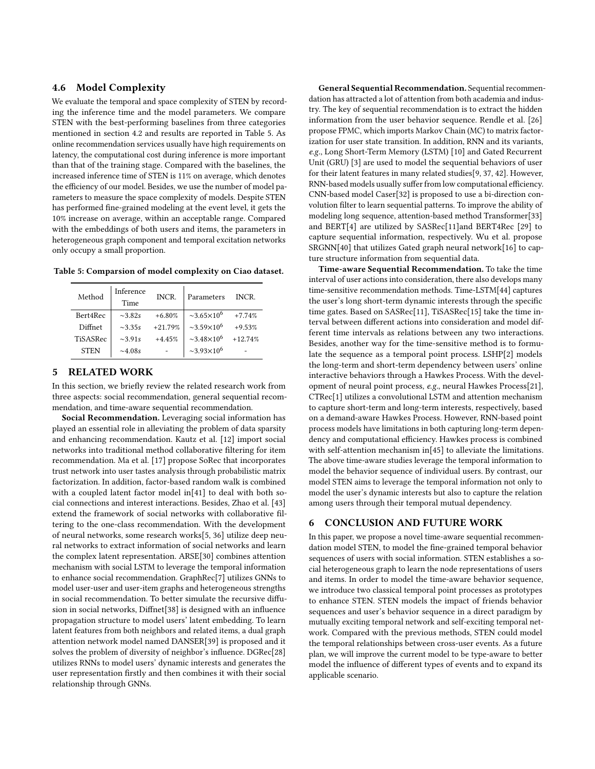### 4.6 Model Complexity

We evaluate the temporal and space complexity of STEN by recording the inference time and the model parameters. We compare STEN with the best-performing baselines from three categories mentioned in section 4.2 and results are reported in Table 5. As online recommendation services usually have high requirements on latency, the computational cost during inference is more important than that of the training stage. Compared with the baselines, the increased inference time of STEN is 11% on average, which denotes the efficiency of our model. Besides, we use the number of model parameters to measure the space complexity of models. Despite STEN has performed fine-grained modeling at the event level, it gets the 10% increase on average, within an acceptable range. Compared with the embeddings of both users and items, the parameters in heterogeneous graph component and temporal excitation networks only occupy a small proportion.

**Table 5: Comparsion of model complexity on Ciao dataset.**

| Method | Inference Time | INCR. | Parameters | INCR. |
|---|---|---|---|---|
| Bert4Rec | ~3.82*s* | +6.80% | $\sim 3.65\times10^6$ | +7.74% |
| Diffnet | ~3.35*s* | +21.79% | $\sim 3.59\times10^6$ | +9.53% |
| TiSASRec | ~3.91*s* | +4.45% | $\sim 3.48\times10^6$ | +12.74% |
| STEN | ~4.08*s* | - | $\sim 3.93\times10^6$ | - |

## 5 RELATED WORK

In this section, we briefly review the related research work from three aspects: social recommendation, general sequential recommendation, and time-aware sequential recommendation.

**Social Recommendation.** Leveraging social information has played an essential role in alleviating the problem of data sparsity and enhancing recommendation. Kautz et al. [12] import social networks into traditional method collaborative filtering for item recommendation. Ma et al. [17] propose SoRec that incorporates trust network into user tastes analysis through probabilistic matrix factorization. In addition, factor-based random walk is combined with a coupled latent factor model in[41] to deal with both social connections and interest interactions. Besides, Zhao et al. [43] extend the framework of social networks with collaborative filtering to the one-class recommendation. With the development of neural networks, some research works[5, 36] utilize deep neural networks to extract information of social networks and learn the complex latent representation. ARSE[30] combines attention mechanism with social LSTM to leverage the temporal information to enhance social recommendation. GraphRec[7] utilizes GNNs to model user-user and user-item graphs and heterogeneous strengths in social recommendation. To better simulate the recursive diffusion in social networks, Diffnet[38] is designed with an influence propagation structure to model users' latent embedding. To learn latent features from both neighbors and related items, a dual graph attention network model named DANSER[39] is proposed and it solves the problem of diversity of neighbor's influence. DGRec[28] utilizes RNNs to model users' dynamic interests and generates the user representation firstly and then combines it with their social relationship through GNNs.

**General Sequential Recommendation.** Sequential recommendation has attracted a lot of attention from both academia and industry. The key of sequential recommendation is to extract the hidden information from the user behavior sequence. Rendle et al. [26] propose FPMC, which imports Markov Chain (MC) to matrix factorization for user state transition. In addition, RNN and its variants, *e.g.*, Long Short-Term Memory (LSTM) [10] and Gated Recurrent Unit (GRU) [3] are used to model the sequential behaviors of user for their latent features in many related studies[9, 37, 42]. However, RNN-based models usually suffer from low computational efficiency. CNN-based model Caser[32] is proposed to use a bi-direction convolution filter to learn sequential patterns. To improve the ability of modeling long sequence, attention-based method Transformer[33] and BERT[4] are utilized by SASRec[11]and BERT4Rec [29] to capture sequential information, respectively. Wu et al. propose SRGNN[40] that utilizes Gated graph neural network[16] to capture structure information from sequential data.

**Time-aware Sequential Recommendation.** To take the time interval of user actions into consideration, there also develops many time-sensitive recommendation methods. Time-LSTM[44] captures the user's long short-term dynamic interests through the specific time gates. Based on SASRec[11], TiSASRec[15] take the time interval between different actions into consideration and model different time intervals as relations between any two interactions. Besides, another way for the time-sensitive method is to formulate the sequence as a temporal point process. LSHP[2] models the long-term and short-term dependency between users' online interactive behaviors through a Hawkes Process. With the development of neural point process, *e.g.*, neural Hawkes Process[21], CTRec[1] utilizes a convolutional LSTM and attention mechanism to capture short-term and long-term interests, respectively, based on a demand-aware Hawkes Process. However, RNN-based point process models have limitations in both capturing long-term dependency and computational efficiency. Hawkes process is combined with self-attention mechanism in[45] to alleviate the limitations. The above time-aware studies leverage the temporal information to model the behavior sequence of individual users. By contrast, our model STEN aims to leverage the temporal information not only to model the user's dynamic interests but also to capture the relation among users through their temporal mutual dependency.

## 6 CONCLUSION AND FUTURE WORK

In this paper, we propose a novel time-aware sequential recommendation model STEN, to model the fine-grained temporal behavior sequences of users with social information. STEN establishes a social heterogeneous graph to learn the node representations of users and items. In order to model the time-aware behavior sequence, we introduce two classical temporal point processes as prototypes to enhance STEN. STEN models the impact of friends behavior sequences and user's behavior sequence in a direct paradigm by mutually exciting temporal network and self-exciting temporal network. Compared with the previous methods, STEN could model the temporal relationships between cross-user events. As a future plan, we will improve the current model to be type-aware to better model the influence of different types of events and to expand its applicable scenario.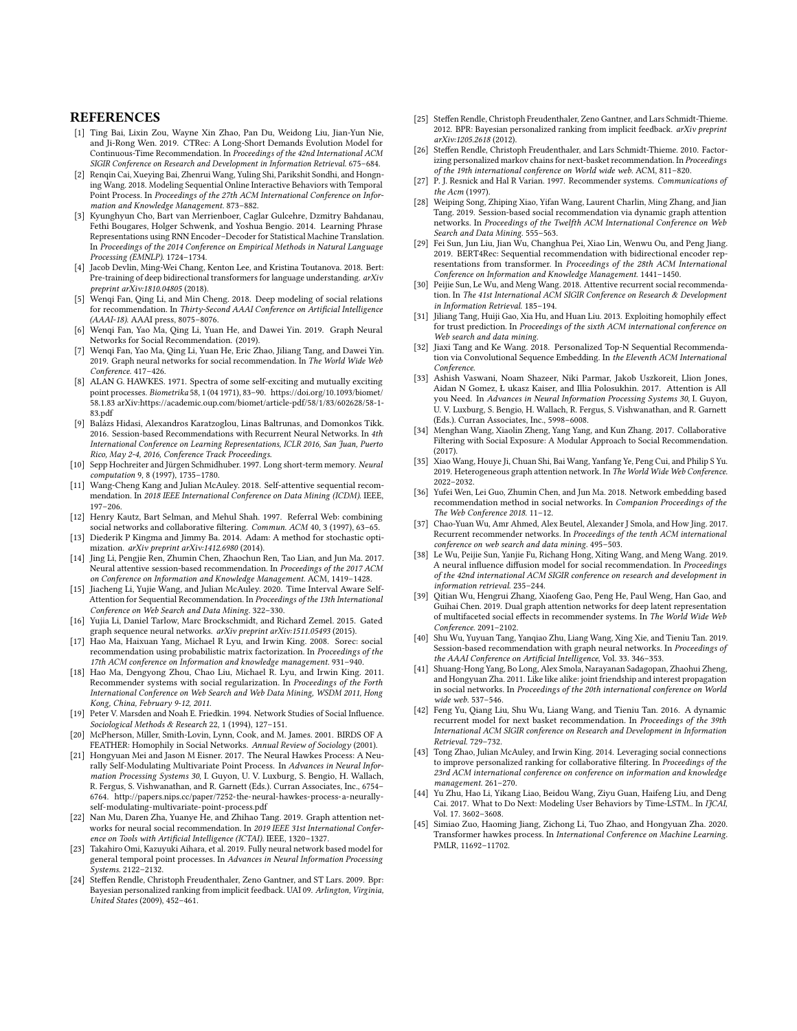## REFERENCES

[1] Ting Bai, Lixin Zou, Wayne Xin Zhao, Pan Du, Weidong Liu, Jian-Yun Nie, and Ji-Rong Wen. 2019. CTRec: A Long-Short Demands Evolution Model for Continuous-Time Recommendation. In *Proceedings of the 42nd International ACM SIGIR Conference on Research and Development in Information Retrieval.* 675–684.

[2] Renqin Cai, Xueying Bai, Zhenrui Wang, Yuling Shi, Parikshit Sondhi, and Hongning Wang. 2018. Modeling Sequential Online Interactive Behaviors with Temporal Point Process. In *Proceedings of the 27th ACM International Conference on Information and Knowledge Management.* 873–882.

[3] Kyunghyun Cho, Bart van Merrienboer, Caglar Gulcehre, Dzmitry Bahdanau, Fethi Bougares, Holger Schwenk, and Yoshua Bengio. 2014. Learning Phrase Representations using RNN Encoder–Decoder for Statistical Machine Translation. In *Proceedings of the 2014 Conference on Empirical Methods in Natural Language Processing (EMNLP).* 1724–1734.

[4] Jacob Devlin, Ming-Wei Chang, Kenton Lee, and Kristina Toutanova. 2018. Bert: Pre-training of deep bidirectional transformers for language understanding. *arXiv preprint arXiv:1810.04805* (2018).

[5] Wenqi Fan, Qing Li, and Min Cheng. 2018. Deep modeling of social relations for recommendation. In *Thirty-Second AAAI Conference on Artificial Intelligence (AAAI-18).* AAAI press, 8075–8076.

[6] Wenqi Fan, Yao Ma, Qing Li, Yuan He, and Dawei Yin. 2019. Graph Neural Networks for Social Recommendation. (2019).

[7] Wenqi Fan, Yao Ma, Qing Li, Yuan He, Eric Zhao, Jiliang Tang, and Dawei Yin. 2019. Graph neural networks for social recommendation. In *The World Wide Web Conference.* 417–426.

[8] ALAN G. HAWKES. 1971. Spectra of some self-exciting and mutually exciting point processes. *Biometrika* 58, 1 (04 1971), 83–90. https://doi.org/10.1093/biomet/58.1.83 arXiv:https://academic.oup.com/biomet/article-pdf/58/1/83/602628/58-1-83.pdf

[9] Balázs Hidasi, Alexandros Karatzoglou, Linas Baltrunas, and Domonkos Tikk. 2016. Session-based Recommendations with Recurrent Neural Networks. In *4th International Conference on Learning Representations, ICLR 2016, San Juan, Puerto Rico, May 2-4, 2016, Conference Track Proceedings.*

[10] Sepp Hochreiter and Jürgen Schmidhuber. 1997. Long short-term memory. *Neural computation* 9, 8 (1997), 1735–1780.

[11] Wang-Cheng Kang and Julian McAuley. 2018. Self-attentive sequential recommendation. In *2018 IEEE International Conference on Data Mining (ICDM).* IEEE, 197–206.

[12] Henry Kautz, Bart Selman, and Mehul Shah. 1997. Referral Web: combining social networks and collaborative filtering. *Commun. ACM* 40, 3 (1997), 63–65.

[13] Diederik P Kingma and Jimmy Ba. 2014. Adam: A method for stochastic optimization. *arXiv preprint arXiv:1412.6980* (2014).

[14] Jing Li, Pengjie Ren, Zhumin Chen, Zhaochun Ren, Tao Lian, and Jun Ma. 2017. Neural attentive session-based recommendation. In *Proceedings of the 2017 ACM on Conference on Information and Knowledge Management.* ACM, 1419–1428.

[15] Jiacheng Li, Yujie Wang, and Julian McAuley. 2020. Time Interval Aware Self-Attention for Sequential Recommendation. In *Proceedings of the 13th International Conference on Web Search and Data Mining.* 322–330.

[16] Yujia Li, Daniel Tarlow, Marc Brockschmidt, and Richard Zemel. 2015. Gated graph sequence neural networks. *arXiv preprint arXiv:1511.05493* (2015).

[17] Hao Ma, Haixuan Yang, Michael R Lyu, and Irwin King. 2008. Sorec: social recommendation using probabilistic matrix factorization. In *Proceedings of the 17th ACM conference on Information and knowledge management.* 931–940.

[18] Hao Ma, Dengyong Zhou, Chao Liu, Michael R. Lyu, and Irwin King. 2011. Recommender systems with social regularization. In *Proceedings of the Forth International Conference on Web Search and Web Data Mining, WSDM 2011, Hong Kong, China, February 9-12, 2011.*

[19] Peter V. Marsden and Noah E. Friedkin. 1994. Network Studies of Social Influence. *Sociological Methods & Research* 22, 1 (1994), 127–151.

[20] McPherson, Miller, Smith-Lovin, Lynn, Cook, and M. James. 2001. BIRDS OF A FEATHER: Homophily in Social Networks. *Annual Review of Sociology* (2001).

[21] Hongyuan Mei and Jason M Eisner. 2017. The Neural Hawkes Process: A Neurally Self-Modulating Multivariate Point Process. In *Advances in Neural Information Processing Systems 30*, I. Guyon, U. V. Luxburg, S. Bengio, H. Wallach, R. Fergus, S. Vishwanathan, and R. Garnett (Eds.). Curran Associates, Inc., 6754–6764. http://papers.nips.cc/paper/7252-the-neural-hawkes-process-a-neurally-self-modulating-multivariate-point-process.pdf

[22] Nan Mu, Daren Zha, Yuanye He, and Zhihao Tang. 2019. Graph attention networks for neural social recommendation. In *2019 IEEE 31st International Conference on Tools with Artificial Intelligence (ICTAI).* IEEE, 1320–1327.

[23] Takahiro Omi, Kazuyuki Aihara, et al. 2019. Fully neural network based model for general temporal point processes. In *Advances in Neural Information Processing Systems.* 2122–2132.

[24] Steffen Rendle, Christoph Freudenthaler, Zeno Gantner, and ST Lars. 2009. Bpr: Bayesian personalized ranking from implicit feedback. UAI 09. *Arlington, Virginia, United States* (2009), 452–461.

[25] Steffen Rendle, Christoph Freudenthaler, Zeno Gantner, and Lars Schmidt-Thieme. 2012. BPR: Bayesian personalized ranking from implicit feedback. *arXiv preprint arXiv:1205.2618* (2012).

[26] Steffen Rendle, Christoph Freudenthaler, and Lars Schmidt-Thieme. 2010. Factorizing personalized markov chains for next-basket recommendation. In *Proceedings of the 19th international conference on World wide web.* ACM, 811–820.

[27] P. J. Resnick and Hal R Varian. 1997. Recommender systems. *Communications of the Acm* (1997).

[28] Weiping Song, Zhiping Xiao, Yifan Wang, Laurent Charlin, Ming Zhang, and Jian Tang. 2019. Session-based social recommendation via dynamic graph attention networks. In *Proceedings of the Twelfth ACM International Conference on Web Search and Data Mining.* 555–563.

[29] Fei Sun, Jun Liu, Jian Wu, Changhua Pei, Xiao Lin, Wenwu Ou, and Peng Jiang. 2019. BERT4Rec: Sequential recommendation with bidirectional encoder representations from transformer. In *Proceedings of the 28th ACM International Conference on Information and Knowledge Management.* 1441–1450.

[30] Peijie Sun, Le Wu, and Meng Wang. 2018. Attentive recurrent social recommendation. In *The 41st International ACM SIGIR Conference on Research & Development in Information Retrieval.* 185–194.

[31] Jiliang Tang, Huiji Gao, Xia Hu, and Huan Liu. 2013. Exploiting homophily effect for trust prediction. In *Proceedings of the sixth ACM international conference on Web search and data mining.*

[32] Jiaxi Tang and Ke Wang. 2018. Personalized Top-N Sequential Recommendation via Convolutional Sequence Embedding. In *the Eleventh ACM International Conference.*

[33] Ashish Vaswani, Noam Shazeer, Niki Parmar, Jakob Uszkoreit, Llion Jones, Aidan N Gomez, Ł ukasz Kaiser, and Illia Polosukhin. 2017. Attention is All you Need. In *Advances in Neural Information Processing Systems 30*, I. Guyon, U. V. Luxburg, S. Bengio, H. Wallach, R. Fergus, S. Vishwanathan, and R. Garnett (Eds.). Curran Associates, Inc., 5998–6008.

[34] Menghan Wang, Xiaolin Zheng, Yang Yang, and Kun Zhang. 2017. Collaborative Filtering with Social Exposure: A Modular Approach to Social Recommendation. (2017).

[35] Xiao Wang, Houye Ji, Chuan Shi, Bai Wang, Yanfang Ye, Peng Cui, and Philip S Yu. 2019. Heterogeneous graph attention network. In *The World Wide Web Conference.* 2022–2032.

[36] Yufei Wen, Lei Guo, Zhumin Chen, and Jun Ma. 2018. Network embedding based recommendation method in social networks. In *Companion Proceedings of the The Web Conference 2018.* 11–12.

[37] Chao-Yuan Wu, Amr Ahmed, Alex Beutel, Alexander J Smola, and How Jing. 2017. Recurrent recommender networks. In *Proceedings of the tenth ACM international conference on web search and data mining.* 495–503.

[38] Le Wu, Peijie Sun, Yanjie Fu, Richang Hong, Xiting Wang, and Meng Wang. 2019. A neural influence diffusion model for social recommendation. In *Proceedings of the 42nd international ACM SIGIR conference on research and development in information retrieval.* 235–244.

[39] Qitian Wu, Hengrui Zhang, Xiaofeng Gao, Peng He, Paul Weng, Han Gao, and Guihai Chen. 2019. Dual graph attention networks for deep latent representation of multifaceted social effects in recommender systems. In *The World Wide Web Conference.* 2091–2102.

[40] Shu Wu, Yuyuan Tang, Yanqiao Zhu, Liang Wang, Xing Xie, and Tieniu Tan. 2019. Session-based recommendation with graph neural networks. In *Proceedings of the AAAI Conference on Artificial Intelligence*, Vol. 33. 346–353.

[41] Shuang-Hong Yang, Bo Long, Alex Smola, Narayanan Sadagopan, Zhaohui Zheng, and Hongyuan Zha. 2011. Like like alike: joint friendship and interest propagation in social networks. In *Proceedings of the 20th international conference on World wide web.* 537–546.

[42] Feng Yu, Qiang Liu, Shu Wu, Liang Wang, and Tieniu Tan. 2016. A dynamic recurrent model for next basket recommendation. In *Proceedings of the 39th International ACM SIGIR conference on Research and Development in Information Retrieval.* 729–732.

[43] Tong Zhao, Julian McAuley, and Irwin King. 2014. Leveraging social connections to improve personalized ranking for collaborative filtering. In *Proceedings of the 23rd ACM international conference on conference on information and knowledge management.* 261–270.

[44] Yu Zhu, Hao Li, Yikang Liao, Beidou Wang, Ziyu Guan, Haifeng Liu, and Deng Cai. 2017. What to Do Next: Modeling User Behaviors by Time-LSTM.. In *IJCAI*, Vol. 17. 3602–3608.

[45] Simiao Zuo, Haoming Jiang, Zichong Li, Tuo Zhao, and Hongyuan Zha. 2020. Transformer hawkes process. In *International Conference on Machine Learning.* PMLR, 11692–11702.